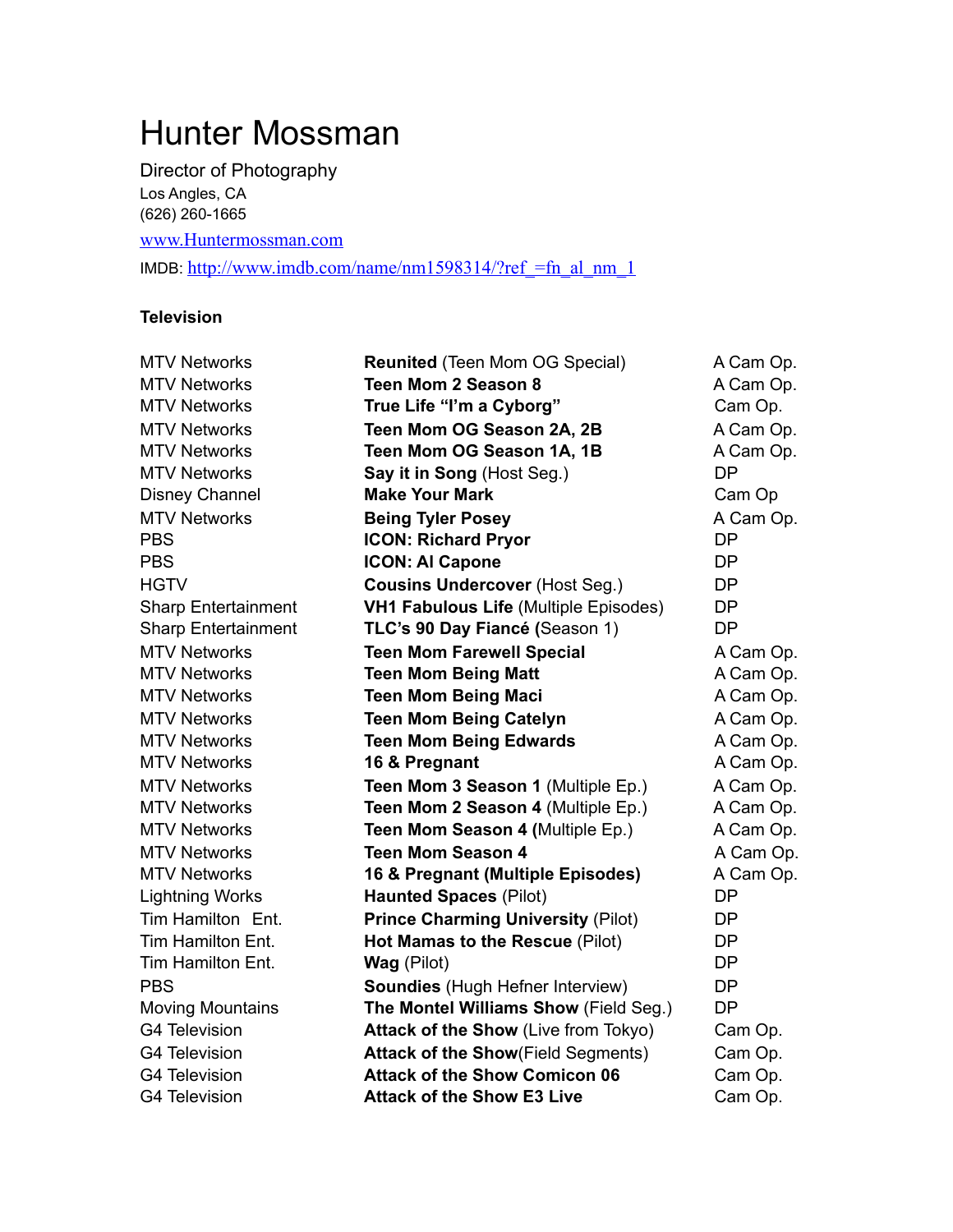# Hunter Mossman

Director of Photography
Los Angles, CA
(626) 260-1665

www.Huntermossman.com

IMDB: http://www.imdb.com/name/nm1598314/?ref_=fn_al_nm_1

**Television**

| | | |
|---|---|---|
| MTV Networks | **Reunited** (Teen Mom OG Special) | A Cam Op. |
| MTV Networks | **Teen Mom 2 Season 8** | A Cam Op. |
| MTV Networks | **True Life "I'm a Cyborg"** | Cam Op. |
| MTV Networks | **Teen Mom OG Season 2A, 2B** | A Cam Op. |
| MTV Networks | **Teen Mom OG Season 1A, 1B** | A Cam Op. |
| MTV Networks | **Say it in Song** (Host Seg.) | DP |
| Disney Channel | **Make Your Mark** | Cam Op |
| MTV Networks | **Being Tyler Posey** | A Cam Op. |
| PBS | **ICON: Richard Pryor** | DP |
| PBS | **ICON: Al Capone** | DP |
| HGTV | **Cousins Undercover** (Host Seg.) | DP |
| Sharp Entertainment | **VH1 Fabulous Life** (Multiple Episodes) | DP |
| Sharp Entertainment | **TLC's 90 Day Fiancé** (Season 1) | DP |
| MTV Networks | **Teen Mom Farewell Special** | A Cam Op. |
| MTV Networks | **Teen Mom Being Matt** | A Cam Op. |
| MTV Networks | **Teen Mom Being Maci** | A Cam Op. |
| MTV Networks | **Teen Mom Being Catelyn** | A Cam Op. |
| MTV Networks | **Teen Mom Being Edwards** | A Cam Op. |
| MTV Networks | **16 & Pregnant** | A Cam Op. |
| MTV Networks | **Teen Mom 3 Season 1** (Multiple Ep.) | A Cam Op. |
| MTV Networks | **Teen Mom 2 Season 4** (Multiple Ep.) | A Cam Op. |
| MTV Networks | **Teen Mom Season 4 (**Multiple Ep.) | A Cam Op. |
| MTV Networks | **Teen Mom Season 4** | A Cam Op. |
| MTV Networks | **16 & Pregnant (Multiple Episodes)** | A Cam Op. |
| Lightning Works | **Haunted Spaces** (Pilot) | DP |
| Tim Hamilton Ent. | **Prince Charming University** (Pilot) | DP |
| Tim Hamilton Ent. | **Hot Mamas to the Rescue** (Pilot) | DP |
| Tim Hamilton Ent. | **Wag** (Pilot) | DP |
| PBS | **Soundies** (Hugh Hefner Interview) | DP |
| Moving Mountains | **The Montel Williams Show** (Field Seg.) | DP |
| G4 Television | **Attack of the Show** (Live from Tokyo) | Cam Op. |
| G4 Television | **Attack of the Show**(Field Segments) | Cam Op. |
| G4 Television | **Attack of the Show Comicon 06** | Cam Op. |
| G4 Television | **Attack of the Show E3 Live** | Cam Op. |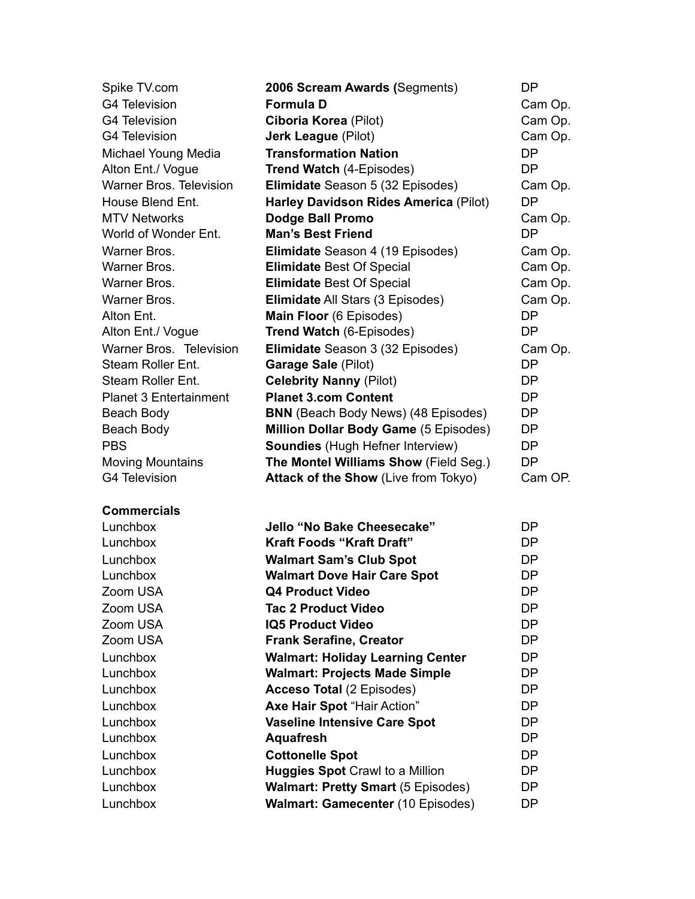| | | |
|---|---|---|
| Spike TV.com | **2006 Scream Awards (**Segments) | DP |
| G4 Television | **Formula D** | Cam Op. |
| G4 Television | **Ciboria Korea** (Pilot) | Cam Op. |
| G4 Television | **Jerk League** (Pilot) | Cam Op. |
| Michael Young Media | **Transformation Nation** | DP |
| Alton Ent./ Vogue | **Trend Watch** (4-Episodes) | DP |
| Warner Bros. Television | **Elimidate** Season 5 (32 Episodes) | Cam Op. |
| House Blend Ent. | **Harley Davidson Rides America** (Pilot) | DP |
| MTV Networks | **Dodge Ball Promo** | Cam Op. |
| World of Wonder Ent. | **Man's Best Friend** | DP |
| Warner Bros. | **Elimidate** Season 4 (19 Episodes) | Cam Op. |
| Warner Bros. | **Elimidate** Best Of Special | Cam Op. |
| Warner Bros. | **Elimidate** Best Of Special | Cam Op. |
| Warner Bros. | **Elimidate** All Stars (3 Episodes) | Cam Op. |
| Alton Ent. | **Main Floor** (6 Episodes) | DP |
| Alton Ent./ Vogue | **Trend Watch** (6-Episodes) | DP |
| Warner Bros. Television | **Elimidate** Season 3 (32 Episodes) | Cam Op. |
| Steam Roller Ent. | **Garage Sale** (Pilot) | DP |
| Steam Roller Ent. | **Celebrity Nanny** (Pilot) | DP |
| Planet 3 Entertainment | **Planet 3.com Content** | DP |
| Beach Body | **BNN** (Beach Body News) (48 Episodes) | DP |
| Beach Body | **Million Dollar Body Game** (5 Episodes) | DP |
| PBS | **Soundies** (Hugh Hefner Interview) | DP |
| Moving Mountains | **The Montel Williams Show** (Field Seg.) | DP |
| G4 Television | **Attack of the Show** (Live from Tokyo) | Cam OP. |

**Commercials**

| | | |
|---|---|---|
| Lunchbox | **Jello "No Bake Cheesecake"** | DP |
| Lunchbox | **Kraft Foods "Kraft Draft"** | DP |
| Lunchbox | **Walmart Sam's Club Spot** | DP |
| Lunchbox | **Walmart Dove Hair Care Spot** | DP |
| Zoom USA | **Q4 Product Video** | DP |
| Zoom USA | **Tac 2 Product Video** | DP |
| Zoom USA | **IQ5 Product Video** | DP |
| Zoom USA | **Frank Serafine, Creator** | DP |
| Lunchbox | **Walmart: Holiday Learning Center** | DP |
| Lunchbox | **Walmart: Projects Made Simple** | DP |
| Lunchbox | **Acceso Total** (2 Episodes) | DP |
| Lunchbox | **Axe Hair Spot** "Hair Action" | DP |
| Lunchbox | **Vaseline Intensive Care Spot** | DP |
| Lunchbox | **Aquafresh** | DP |
| Lunchbox | **Cottonelle Spot** | DP |
| Lunchbox | **Huggies Spot** Crawl to a Million | DP |
| Lunchbox | **Walmart: Pretty Smart** (5 Episodes) | DP |
| Lunchbox | **Walmart: Gamecenter** (10 Episodes) | DP |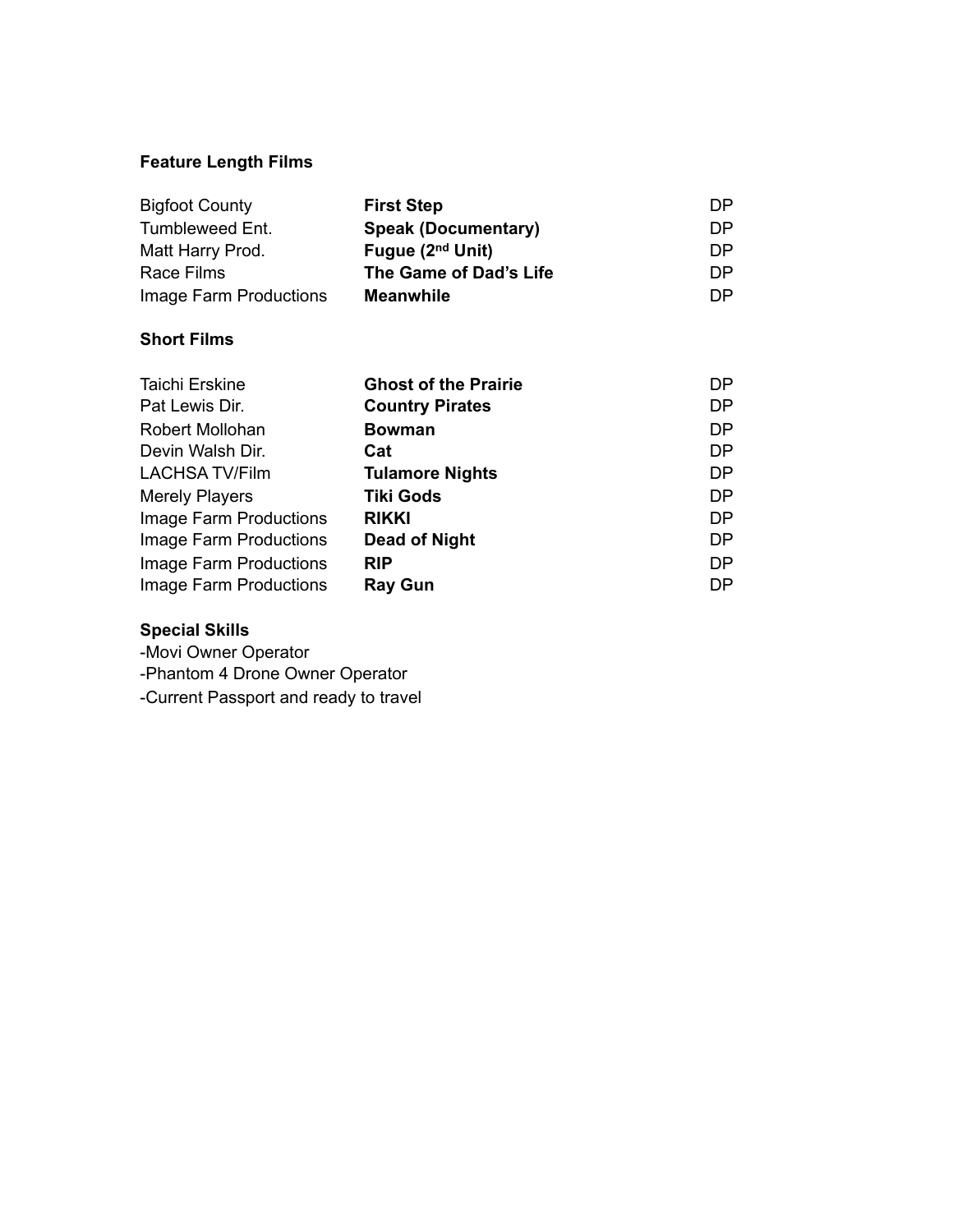### Feature Length Films

| | | |
|---|---|---|
| Bigfoot County | **First Step** | DP |
| Tumbleweed Ent. | **Speak (Documentary)** | DP |
| Matt Harry Prod. | **Fugue (2nd Unit)** | DP |
| Race Films | **The Game of Dad's Life** | DP |
| Image Farm Productions | **Meanwhile** | DP |

### Short Films

| | | |
|---|---|---|
| Taichi Erskine | **Ghost of the Prairie** | DP |
| Pat Lewis Dir. | **Country Pirates** | DP |
| Robert Mollohan | **Bowman** | DP |
| Devin Walsh Dir. | **Cat** | DP |
| LACHSA TV/Film | **Tulamore Nights** | DP |
| Merely Players | **Tiki Gods** | DP |
| Image Farm Productions | **RIKKI** | DP |
| Image Farm Productions | **Dead of Night** | DP |
| Image Farm Productions | **RIP** | DP |
| Image Farm Productions | **Ray Gun** | DP |

### Special Skills

-Movi Owner Operator
-Phantom 4 Drone Owner Operator
-Current Passport and ready to travel